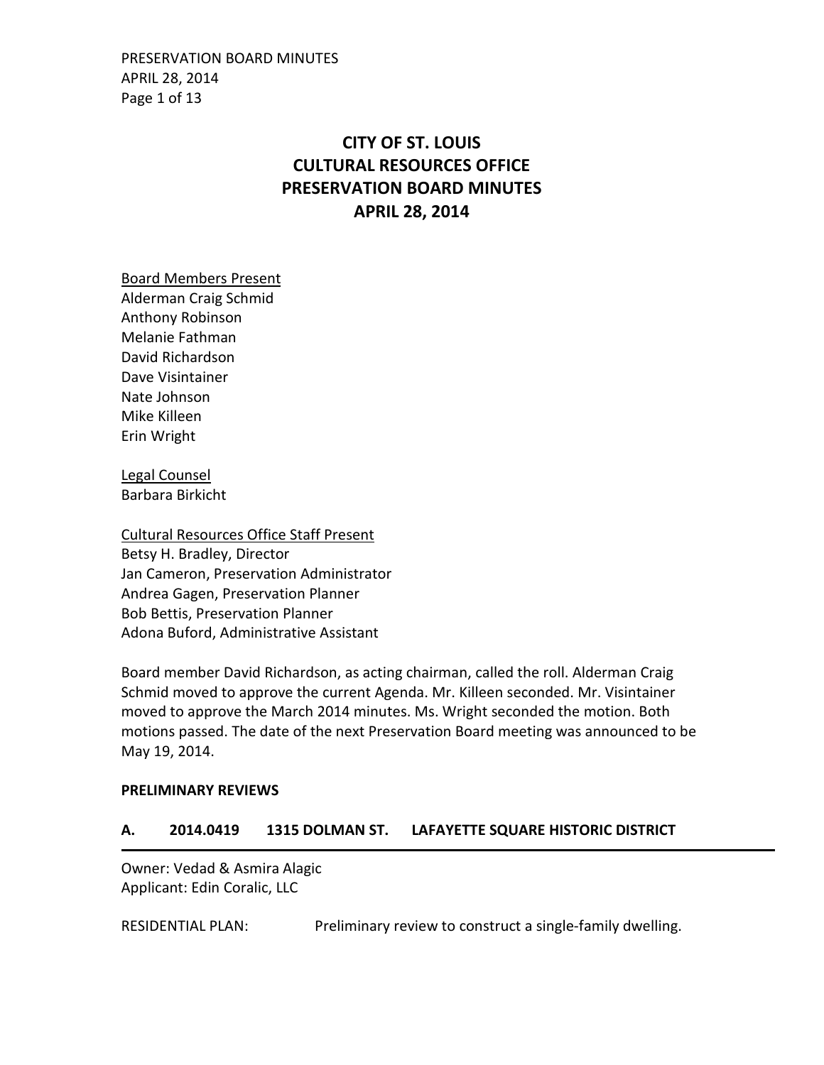# CITY OF ST. LOUIS
# CULTURAL RESOURCES OFFICE
# PRESERVATION BOARD MINUTES
# APRIL 28, 2014

Board Members Present
Alderman Craig Schmid
Anthony Robinson
Melanie Fathman
David Richardson
Dave Visintainer
Nate Johnson
Mike Killeen
Erin Wright

Legal Counsel
Barbara Birkicht

Cultural Resources Office Staff Present
Betsy H. Bradley, Director
Jan Cameron, Preservation Administrator
Andrea Gagen, Preservation Planner
Bob Bettis, Preservation Planner
Adona Buford, Administrative Assistant

Board member David Richardson, as acting chairman, called the roll. Alderman Craig Schmid moved to approve the current Agenda. Mr. Killeen seconded. Mr. Visintainer moved to approve the March 2014 minutes. Ms. Wright seconded the motion. Both motions passed. The date of the next Preservation Board meeting was announced to be May 19, 2014.

**PRELIMINARY REVIEWS**

## A. 2014.0419 1315 DOLMAN ST. LAFAYETTE SQUARE HISTORIC DISTRICT

Owner: Vedad & Asmira Alagic
Applicant: Edin Coralic, LLC

RESIDENTIAL PLAN: Preliminary review to construct a single-family dwelling.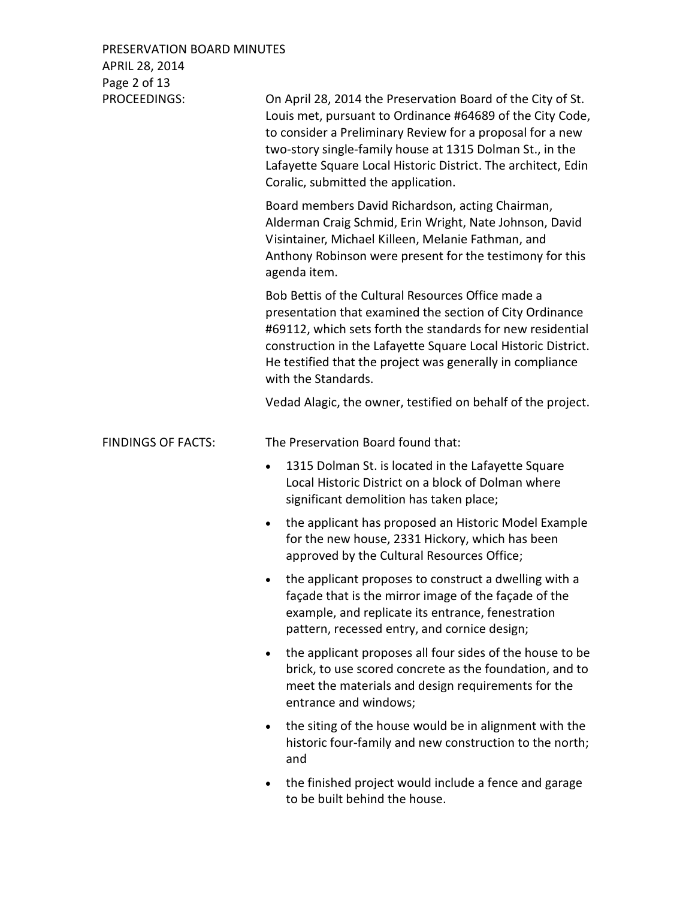**PROCEEDINGS:**

On April 28, 2014 the Preservation Board of the City of St. Louis met, pursuant to Ordinance #64689 of the City Code, to consider a Preliminary Review for a proposal for a new two-story single-family house at 1315 Dolman St., in the Lafayette Square Local Historic District. The architect, Edin Coralic, submitted the application.

Board members David Richardson, acting Chairman, Alderman Craig Schmid, Erin Wright, Nate Johnson, David Visintainer, Michael Killeen, Melanie Fathman, and Anthony Robinson were present for the testimony for this agenda item.

Bob Bettis of the Cultural Resources Office made a presentation that examined the section of City Ordinance #69112, which sets forth the standards for new residential construction in the Lafayette Square Local Historic District. He testified that the project was generally in compliance with the Standards.

Vedad Alagic, the owner, testified on behalf of the project.

**FINDINGS OF FACTS:**

The Preservation Board found that:

- 1315 Dolman St. is located in the Lafayette Square Local Historic District on a block of Dolman where significant demolition has taken place;
- the applicant has proposed an Historic Model Example for the new house, 2331 Hickory, which has been approved by the Cultural Resources Office;
- the applicant proposes to construct a dwelling with a façade that is the mirror image of the façade of the example, and replicate its entrance, fenestration pattern, recessed entry, and cornice design;
- the applicant proposes all four sides of the house to be brick, to use scored concrete as the foundation, and to meet the materials and design requirements for the entrance and windows;
- the siting of the house would be in alignment with the historic four-family and new construction to the north; and
- the finished project would include a fence and garage to be built behind the house.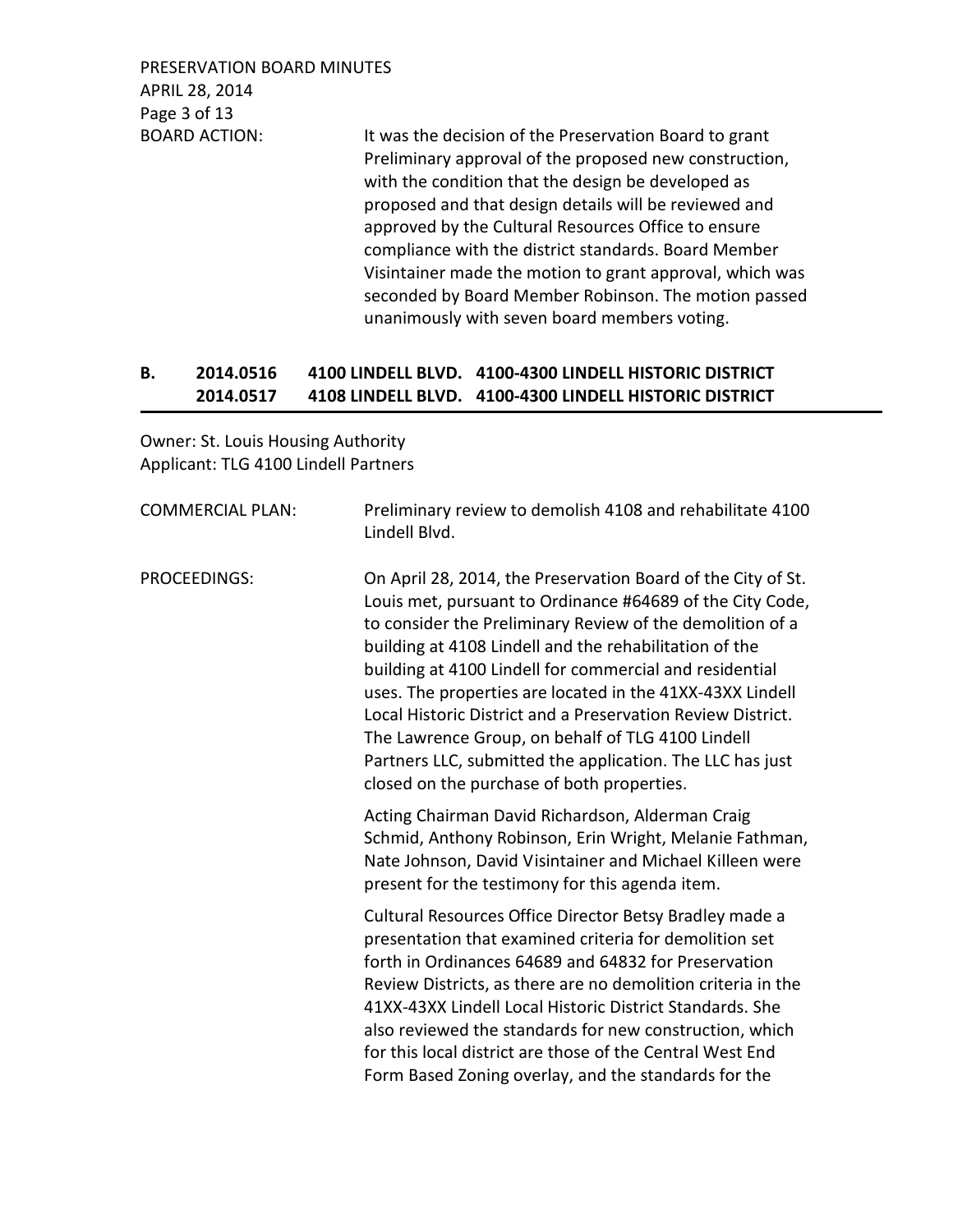BOARD ACTION: It was the decision of the Preservation Board to grant Preliminary approval of the proposed new construction, with the condition that the design be developed as proposed and that design details will be reviewed and approved by the Cultural Resources Office to ensure compliance with the district standards. Board Member Visintainer made the motion to grant approval, which was seconded by Board Member Robinson. The motion passed unanimously with seven board members voting.

## B. 2014.0516 4100 LINDELL BLVD. 4100-4300 LINDELL HISTORIC DISTRICT 2014.0517 4108 LINDELL BLVD. 4100-4300 LINDELL HISTORIC DISTRICT

Owner: St. Louis Housing Authority
Applicant: TLG 4100 Lindell Partners

COMMERCIAL PLAN: Preliminary review to demolish 4108 and rehabilitate 4100 Lindell Blvd.

PROCEEDINGS: On April 28, 2014, the Preservation Board of the City of St. Louis met, pursuant to Ordinance #64689 of the City Code, to consider the Preliminary Review of the demolition of a building at 4108 Lindell and the rehabilitation of the building at 4100 Lindell for commercial and residential uses. The properties are located in the 41XX-43XX Lindell Local Historic District and a Preservation Review District. The Lawrence Group, on behalf of TLG 4100 Lindell Partners LLC, submitted the application. The LLC has just closed on the purchase of both properties.

Acting Chairman David Richardson, Alderman Craig Schmid, Anthony Robinson, Erin Wright, Melanie Fathman, Nate Johnson, David Visintainer and Michael Killeen were present for the testimony for this agenda item.

Cultural Resources Office Director Betsy Bradley made a presentation that examined criteria for demolition set forth in Ordinances 64689 and 64832 for Preservation Review Districts, as there are no demolition criteria in the 41XX-43XX Lindell Local Historic District Standards. She also reviewed the standards for new construction, which for this local district are those of the Central West End Form Based Zoning overlay, and the standards for the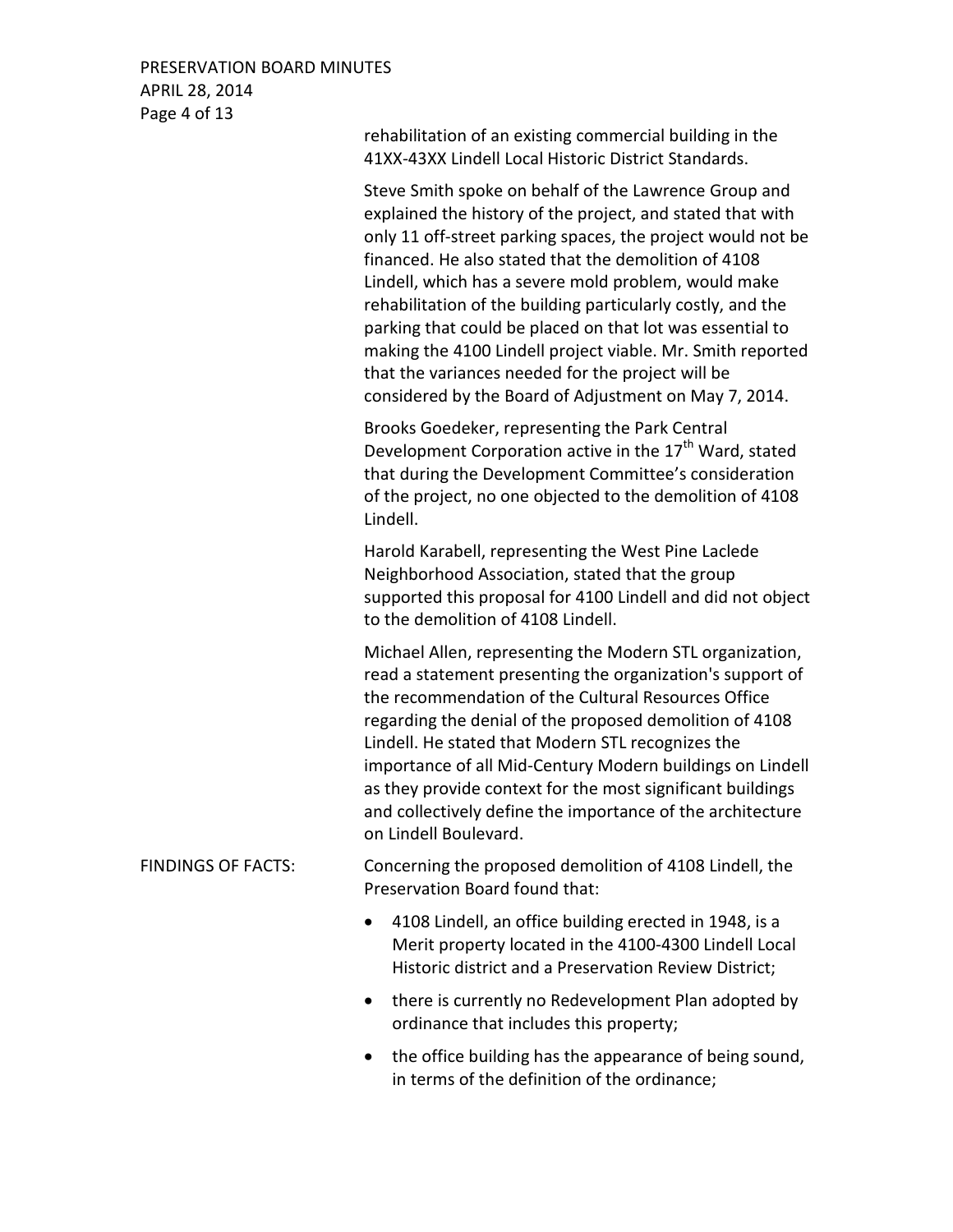rehabilitation of an existing commercial building in the 41XX-43XX Lindell Local Historic District Standards.

Steve Smith spoke on behalf of the Lawrence Group and explained the history of the project, and stated that with only 11 off-street parking spaces, the project would not be financed. He also stated that the demolition of 4108 Lindell, which has a severe mold problem, would make rehabilitation of the building particularly costly, and the parking that could be placed on that lot was essential to making the 4100 Lindell project viable. Mr. Smith reported that the variances needed for the project will be considered by the Board of Adjustment on May 7, 2014.

Brooks Goedeker, representing the Park Central Development Corporation active in the 17th Ward, stated that during the Development Committee's consideration of the project, no one objected to the demolition of 4108 Lindell.

Harold Karabell, representing the West Pine Laclede Neighborhood Association, stated that the group supported this proposal for 4100 Lindell and did not object to the demolition of 4108 Lindell.

Michael Allen, representing the Modern STL organization, read a statement presenting the organization's support of the recommendation of the Cultural Resources Office regarding the denial of the proposed demolition of 4108 Lindell. He stated that Modern STL recognizes the importance of all Mid-Century Modern buildings on Lindell as they provide context for the most significant buildings and collectively define the importance of the architecture on Lindell Boulevard.

FINDINGS OF FACTS: Concerning the proposed demolition of 4108 Lindell, the Preservation Board found that:

- 4108 Lindell, an office building erected in 1948, is a Merit property located in the 4100-4300 Lindell Local Historic district and a Preservation Review District;
- there is currently no Redevelopment Plan adopted by ordinance that includes this property;
- the office building has the appearance of being sound, in terms of the definition of the ordinance;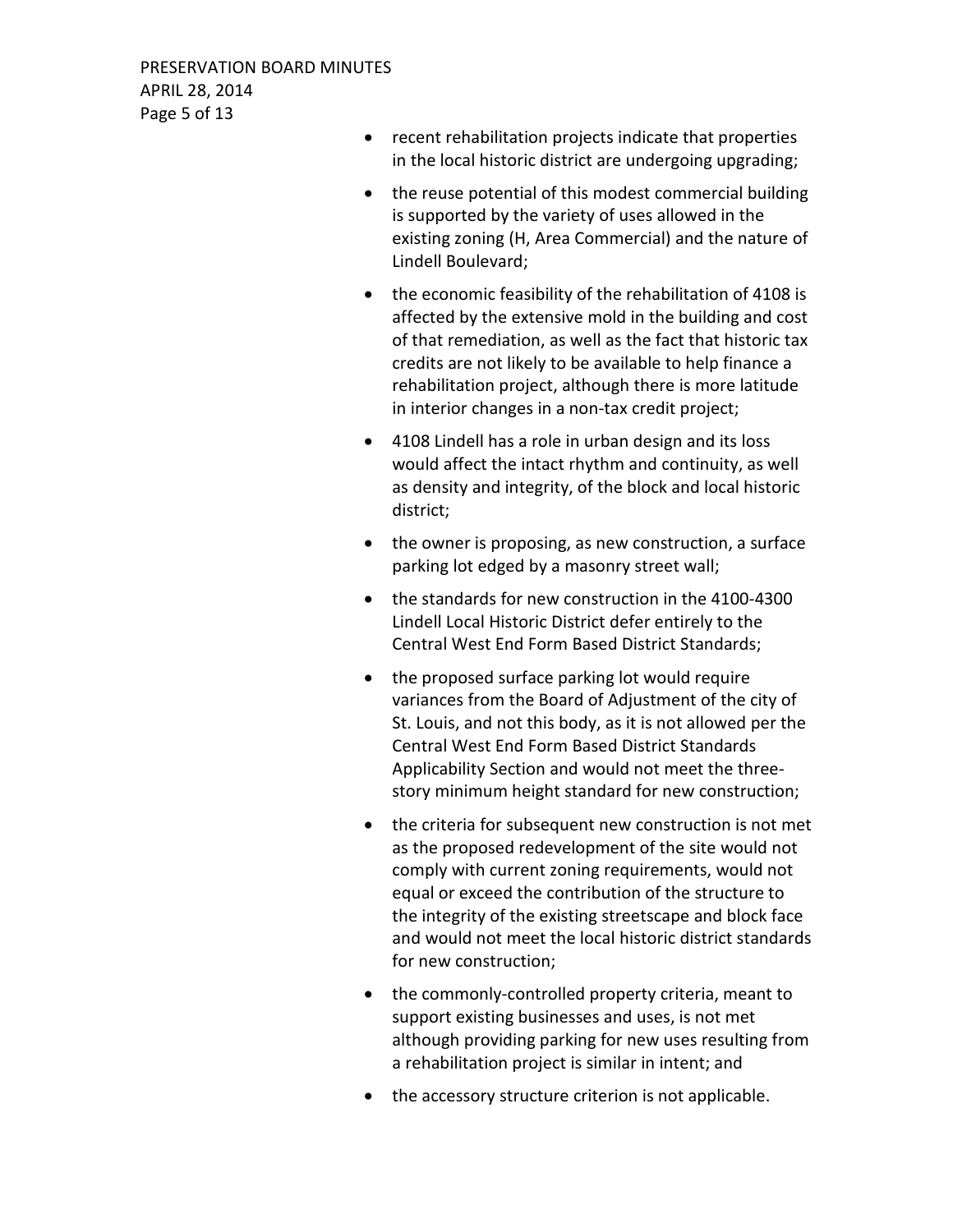- recent rehabilitation projects indicate that properties in the local historic district are undergoing upgrading;
- the reuse potential of this modest commercial building is supported by the variety of uses allowed in the existing zoning (H, Area Commercial) and the nature of Lindell Boulevard;
- the economic feasibility of the rehabilitation of 4108 is affected by the extensive mold in the building and cost of that remediation, as well as the fact that historic tax credits are not likely to be available to help finance a rehabilitation project, although there is more latitude in interior changes in a non-tax credit project;
- 4108 Lindell has a role in urban design and its loss would affect the intact rhythm and continuity, as well as density and integrity, of the block and local historic district;
- the owner is proposing, as new construction, a surface parking lot edged by a masonry street wall;
- the standards for new construction in the 4100-4300 Lindell Local Historic District defer entirely to the Central West End Form Based District Standards;
- the proposed surface parking lot would require variances from the Board of Adjustment of the city of St. Louis, and not this body, as it is not allowed per the Central West End Form Based District Standards Applicability Section and would not meet the three-story minimum height standard for new construction;
- the criteria for subsequent new construction is not met as the proposed redevelopment of the site would not comply with current zoning requirements, would not equal or exceed the contribution of the structure to the integrity of the existing streetscape and block face and would not meet the local historic district standards for new construction;
- the commonly-controlled property criteria, meant to support existing businesses and uses, is not met although providing parking for new uses resulting from a rehabilitation project is similar in intent; and
- the accessory structure criterion is not applicable.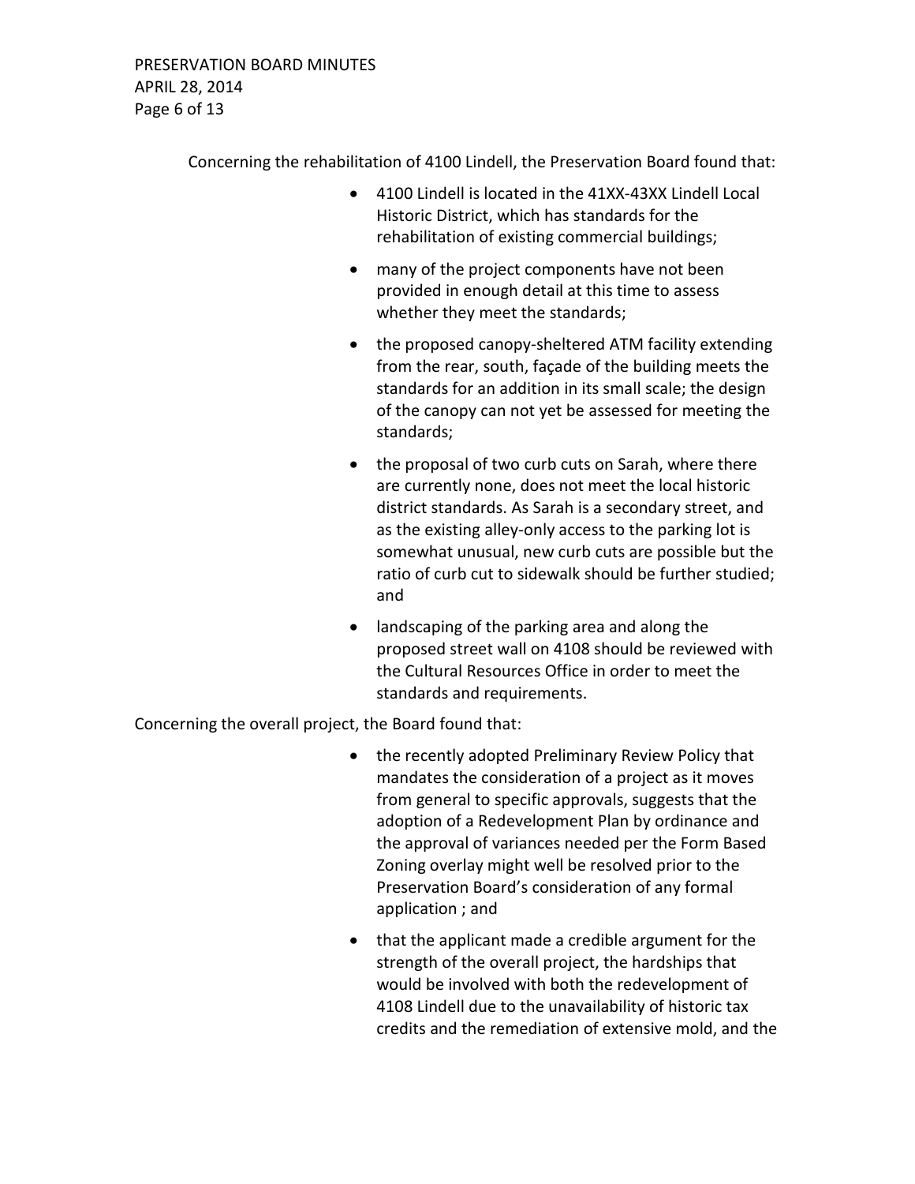Concerning the rehabilitation of 4100 Lindell, the Preservation Board found that:

- 4100 Lindell is located in the 41XX-43XX Lindell Local Historic District, which has standards for the rehabilitation of existing commercial buildings;
- many of the project components have not been provided in enough detail at this time to assess whether they meet the standards;
- the proposed canopy-sheltered ATM facility extending from the rear, south, façade of the building meets the standards for an addition in its small scale; the design of the canopy can not yet be assessed for meeting the standards;
- the proposal of two curb cuts on Sarah, where there are currently none, does not meet the local historic district standards. As Sarah is a secondary street, and as the existing alley-only access to the parking lot is somewhat unusual, new curb cuts are possible but the ratio of curb cut to sidewalk should be further studied; and
- landscaping of the parking area and along the proposed street wall on 4108 should be reviewed with the Cultural Resources Office in order to meet the standards and requirements.

Concerning the overall project, the Board found that:

- the recently adopted Preliminary Review Policy that mandates the consideration of a project as it moves from general to specific approvals, suggests that the adoption of a Redevelopment Plan by ordinance and the approval of variances needed per the Form Based Zoning overlay might well be resolved prior to the Preservation Board's consideration of any formal application ; and
- that the applicant made a credible argument for the strength of the overall project, the hardships that would be involved with both the redevelopment of 4108 Lindell due to the unavailability of historic tax credits and the remediation of extensive mold, and the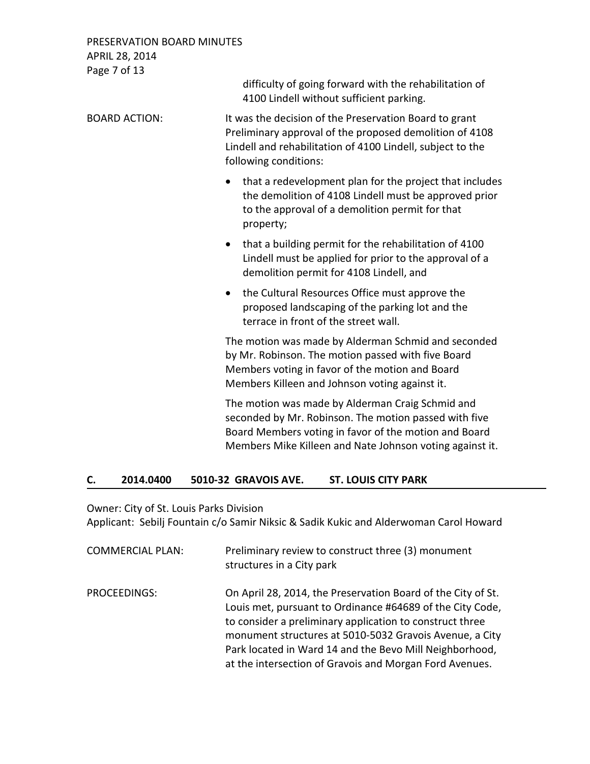difficulty of going forward with the rehabilitation of 4100 Lindell without sufficient parking.

BOARD ACTION: It was the decision of the Preservation Board to grant Preliminary approval of the proposed demolition of 4108 Lindell and rehabilitation of 4100 Lindell, subject to the following conditions:

- that a redevelopment plan for the project that includes the demolition of 4108 Lindell must be approved prior to the approval of a demolition permit for that property;
- that a building permit for the rehabilitation of 4100 Lindell must be applied for prior to the approval of a demolition permit for 4108 Lindell, and
- the Cultural Resources Office must approve the proposed landscaping of the parking lot and the terrace in front of the street wall.

The motion was made by Alderman Schmid and seconded by Mr. Robinson. The motion passed with five Board Members voting in favor of the motion and Board Members Killeen and Johnson voting against it.

The motion was made by Alderman Craig Schmid and seconded by Mr. Robinson. The motion passed with five Board Members voting in favor of the motion and Board Members Mike Killeen and Nate Johnson voting against it.

## C. 2014.0400 5010-32 GRAVOIS AVE. ST. LOUIS CITY PARK

Owner: City of St. Louis Parks Division
Applicant: Sebilj Fountain c/o Samir Niksic & Sadik Kukic and Alderwoman Carol Howard

COMMERCIAL PLAN: Preliminary review to construct three (3) monument structures in a City park

PROCEEDINGS: On April 28, 2014, the Preservation Board of the City of St. Louis met, pursuant to Ordinance #64689 of the City Code, to consider a preliminary application to construct three monument structures at 5010-5032 Gravois Avenue, a City Park located in Ward 14 and the Bevo Mill Neighborhood, at the intersection of Gravois and Morgan Ford Avenues.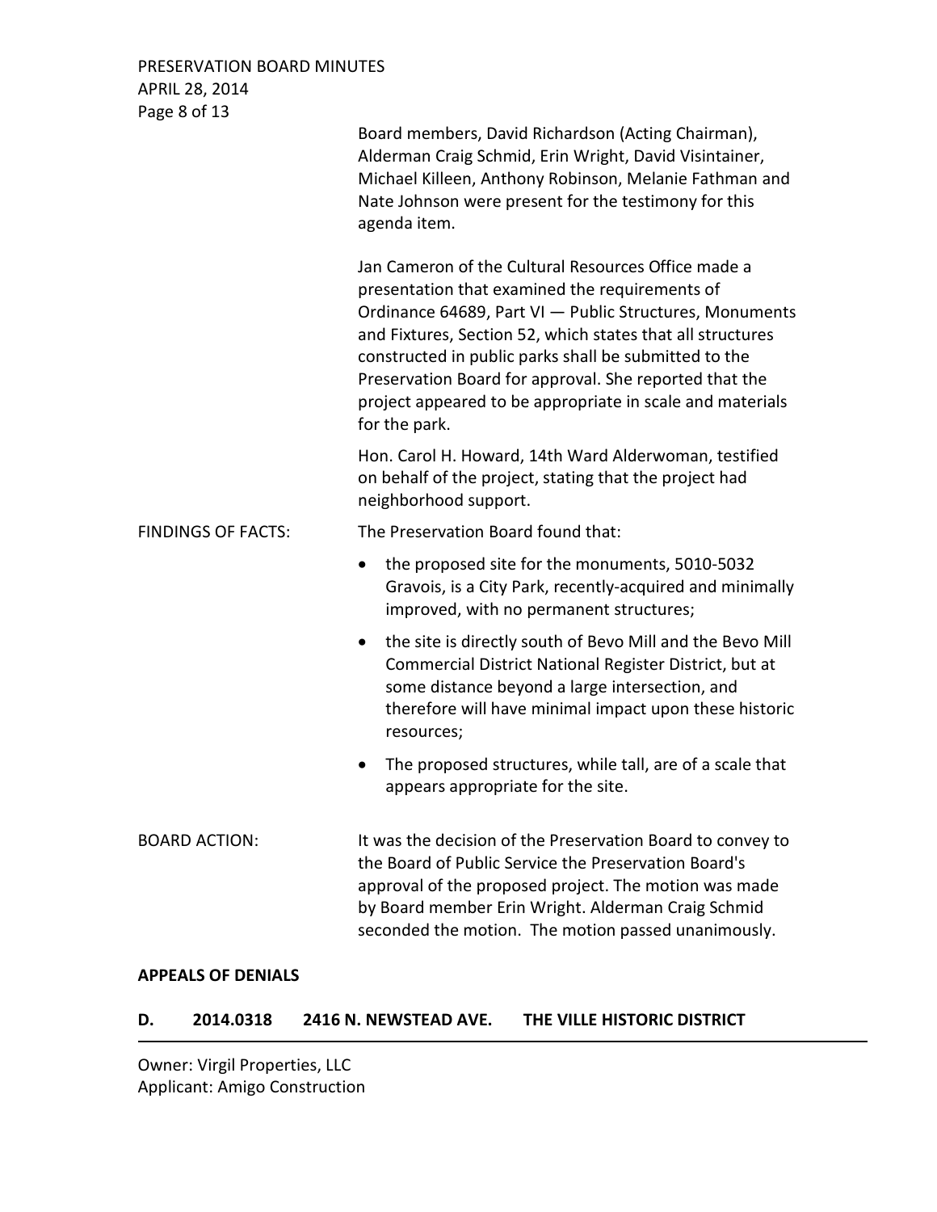Board members, David Richardson (Acting Chairman), Alderman Craig Schmid, Erin Wright, David Visintainer, Michael Killeen, Anthony Robinson, Melanie Fathman and Nate Johnson were present for the testimony for this agenda item.

Jan Cameron of the Cultural Resources Office made a presentation that examined the requirements of Ordinance 64689, Part VI — Public Structures, Monuments and Fixtures, Section 52, which states that all structures constructed in public parks shall be submitted to the Preservation Board for approval. She reported that the project appeared to be appropriate in scale and materials for the park.

Hon. Carol H. Howard, 14th Ward Alderwoman, testified on behalf of the project, stating that the project had neighborhood support.

FINDINGS OF FACTS: The Preservation Board found that:

- the proposed site for the monuments, 5010-5032 Gravois, is a City Park, recently-acquired and minimally improved, with no permanent structures;
- the site is directly south of Bevo Mill and the Bevo Mill Commercial District National Register District, but at some distance beyond a large intersection, and therefore will have minimal impact upon these historic resources;
- The proposed structures, while tall, are of a scale that appears appropriate for the site.

BOARD ACTION: It was the decision of the Preservation Board to convey to the Board of Public Service the Preservation Board's approval of the proposed project. The motion was made by Board member Erin Wright. Alderman Craig Schmid seconded the motion. The motion passed unanimously.

**APPEALS OF DENIALS**

**D. 2014.0318 2416 N. NEWSTEAD AVE. THE VILLE HISTORIC DISTRICT**

---

Owner: Virgil Properties, LLC
Applicant: Amigo Construction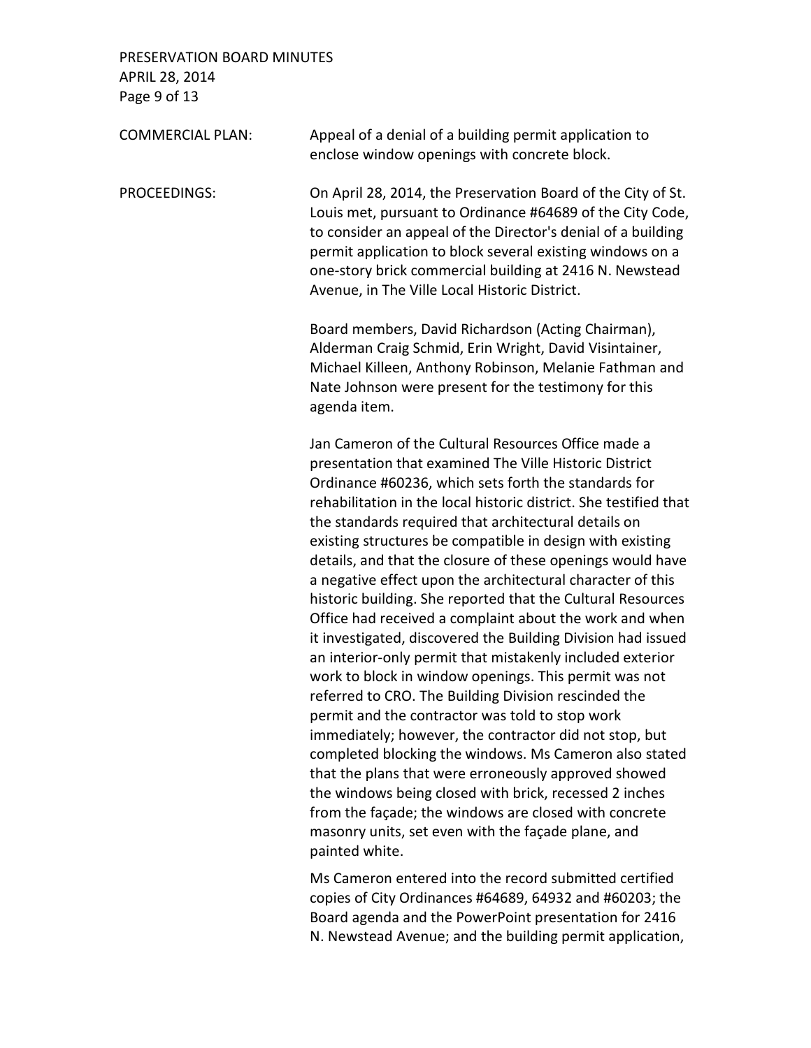COMMERCIAL PLAN: Appeal of a denial of a building permit application to enclose window openings with concrete block.

PROCEEDINGS: On April 28, 2014, the Preservation Board of the City of St. Louis met, pursuant to Ordinance #64689 of the City Code, to consider an appeal of the Director's denial of a building permit application to block several existing windows on a one-story brick commercial building at 2416 N. Newstead Avenue, in The Ville Local Historic District.

Board members, David Richardson (Acting Chairman), Alderman Craig Schmid, Erin Wright, David Visintainer, Michael Killeen, Anthony Robinson, Melanie Fathman and Nate Johnson were present for the testimony for this agenda item.

Jan Cameron of the Cultural Resources Office made a presentation that examined The Ville Historic District Ordinance #60236, which sets forth the standards for rehabilitation in the local historic district. She testified that the standards required that architectural details on existing structures be compatible in design with existing details, and that the closure of these openings would have a negative effect upon the architectural character of this historic building. She reported that the Cultural Resources Office had received a complaint about the work and when it investigated, discovered the Building Division had issued an interior-only permit that mistakenly included exterior work to block in window openings. This permit was not referred to CRO. The Building Division rescinded the permit and the contractor was told to stop work immediately; however, the contractor did not stop, but completed blocking the windows. Ms Cameron also stated that the plans that were erroneously approved showed the windows being closed with brick, recessed 2 inches from the façade; the windows are closed with concrete masonry units, set even with the façade plane, and painted white.

Ms Cameron entered into the record submitted certified copies of City Ordinances #64689, 64932 and #60203; the Board agenda and the PowerPoint presentation for 2416 N. Newstead Avenue; and the building permit application,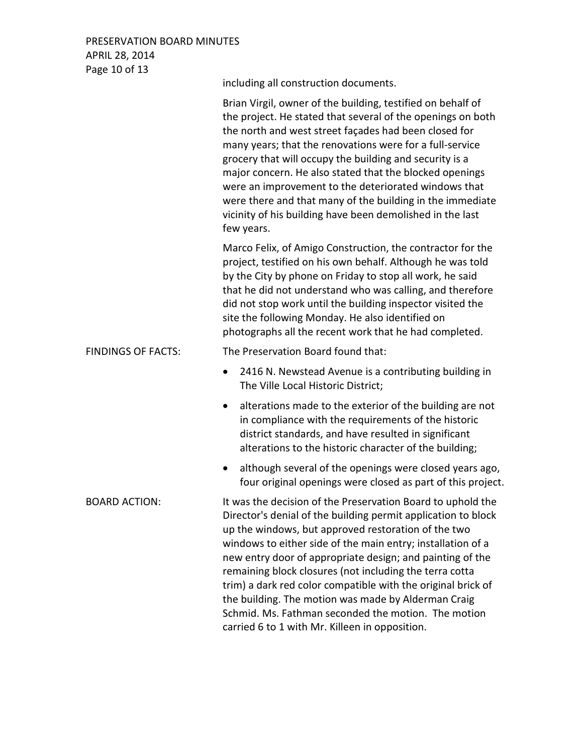including all construction documents.

Brian Virgil, owner of the building, testified on behalf of the project. He stated that several of the openings on both the north and west street façades had been closed for many years; that the renovations were for a full-service grocery that will occupy the building and security is a major concern. He also stated that the blocked openings were an improvement to the deteriorated windows that were there and that many of the building in the immediate vicinity of his building have been demolished in the last few years.

Marco Felix, of Amigo Construction, the contractor for the project, testified on his own behalf. Although he was told by the City by phone on Friday to stop all work, he said that he did not understand who was calling, and therefore did not stop work until the building inspector visited the site the following Monday. He also identified on photographs all the recent work that he had completed.

**FINDINGS OF FACTS:** The Preservation Board found that:

- 2416 N. Newstead Avenue is a contributing building in The Ville Local Historic District;
- alterations made to the exterior of the building are not in compliance with the requirements of the historic district standards, and have resulted in significant alterations to the historic character of the building;
- although several of the openings were closed years ago, four original openings were closed as part of this project.

**BOARD ACTION:** It was the decision of the Preservation Board to uphold the Director's denial of the building permit application to block up the windows, but approved restoration of the two windows to either side of the main entry; installation of a new entry door of appropriate design; and painting of the remaining block closures (not including the terra cotta trim) a dark red color compatible with the original brick of the building. The motion was made by Alderman Craig Schmid. Ms. Fathman seconded the motion. The motion carried 6 to 1 with Mr. Killeen in opposition.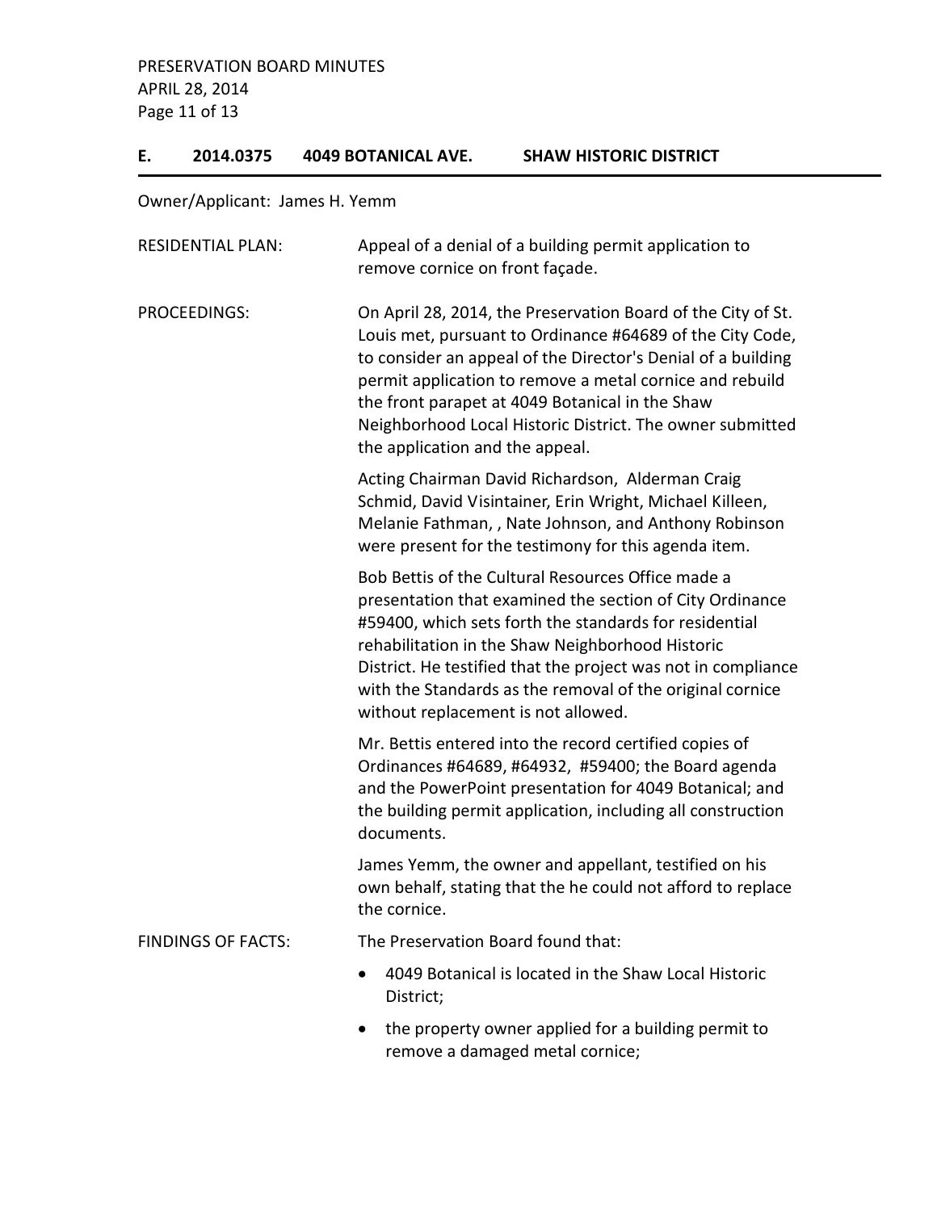## E. 2014.0375 4049 BOTANICAL AVE. SHAW HISTORIC DISTRICT

Owner/Applicant: James H. Yemm

**RESIDENTIAL PLAN:** Appeal of a denial of a building permit application to remove cornice on front façade.

**PROCEEDINGS:** On April 28, 2014, the Preservation Board of the City of St. Louis met, pursuant to Ordinance #64689 of the City Code, to consider an appeal of the Director's Denial of a building permit application to remove a metal cornice and rebuild the front parapet at 4049 Botanical in the Shaw Neighborhood Local Historic District. The owner submitted the application and the appeal.

Acting Chairman David Richardson, Alderman Craig Schmid, David Visintainer, Erin Wright, Michael Killeen, Melanie Fathman, , Nate Johnson, and Anthony Robinson were present for the testimony for this agenda item.

Bob Bettis of the Cultural Resources Office made a presentation that examined the section of City Ordinance #59400, which sets forth the standards for residential rehabilitation in the Shaw Neighborhood Historic District. He testified that the project was not in compliance with the Standards as the removal of the original cornice without replacement is not allowed.

Mr. Bettis entered into the record certified copies of Ordinances #64689, #64932, #59400; the Board agenda and the PowerPoint presentation for 4049 Botanical; and the building permit application, including all construction documents.

James Yemm, the owner and appellant, testified on his own behalf, stating that the he could not afford to replace the cornice.

**FINDINGS OF FACTS:** The Preservation Board found that:

- 4049 Botanical is located in the Shaw Local Historic District;
- the property owner applied for a building permit to remove a damaged metal cornice;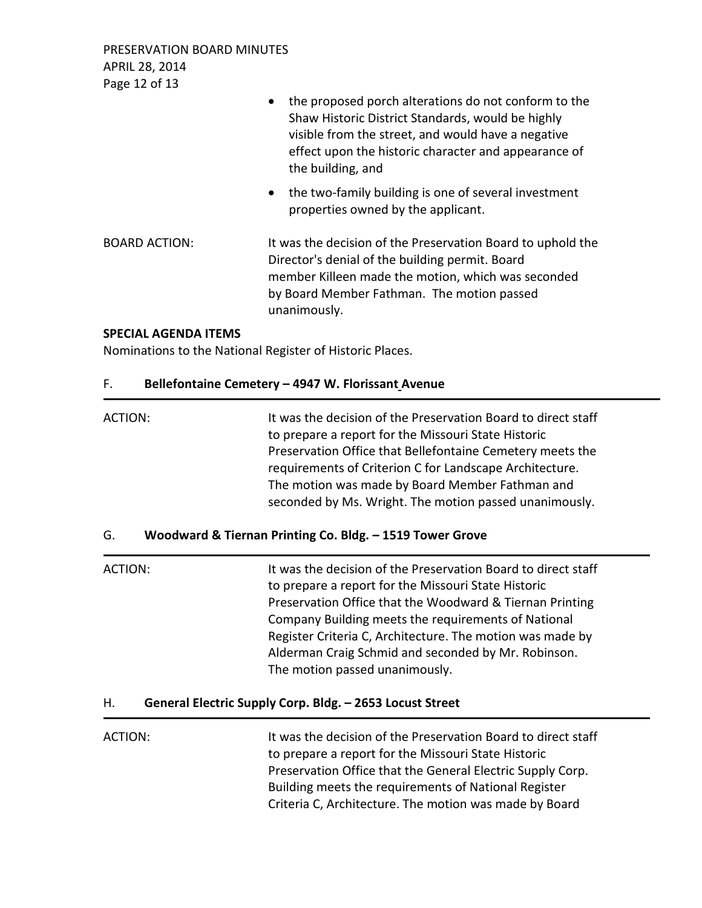- the proposed porch alterations do not conform to the Shaw Historic District Standards, would be highly visible from the street, and would have a negative effect upon the historic character and appearance of the building, and
- the two-family building is one of several investment properties owned by the applicant.

BOARD ACTION: It was the decision of the Preservation Board to uphold the Director's denial of the building permit. Board member Killeen made the motion, which was seconded by Board Member Fathman. The motion passed unanimously.

**SPECIAL AGENDA ITEMS**

Nominations to the National Register of Historic Places.

## F. **Bellefontaine Cemetery – 4947 W. Florissant Avenue**

ACTION: It was the decision of the Preservation Board to direct staff to prepare a report for the Missouri State Historic Preservation Office that Bellefontaine Cemetery meets the requirements of Criterion C for Landscape Architecture. The motion was made by Board Member Fathman and seconded by Ms. Wright. The motion passed unanimously.

## G. **Woodward & Tiernan Printing Co. Bldg. – 1519 Tower Grove**

ACTION: It was the decision of the Preservation Board to direct staff to prepare a report for the Missouri State Historic Preservation Office that the Woodward & Tiernan Printing Company Building meets the requirements of National Register Criteria C, Architecture. The motion was made by Alderman Craig Schmid and seconded by Mr. Robinson. The motion passed unanimously.

## H. **General Electric Supply Corp. Bldg. – 2653 Locust Street**

ACTION: It was the decision of the Preservation Board to direct staff to prepare a report for the Missouri State Historic Preservation Office that the General Electric Supply Corp. Building meets the requirements of National Register Criteria C, Architecture. The motion was made by Board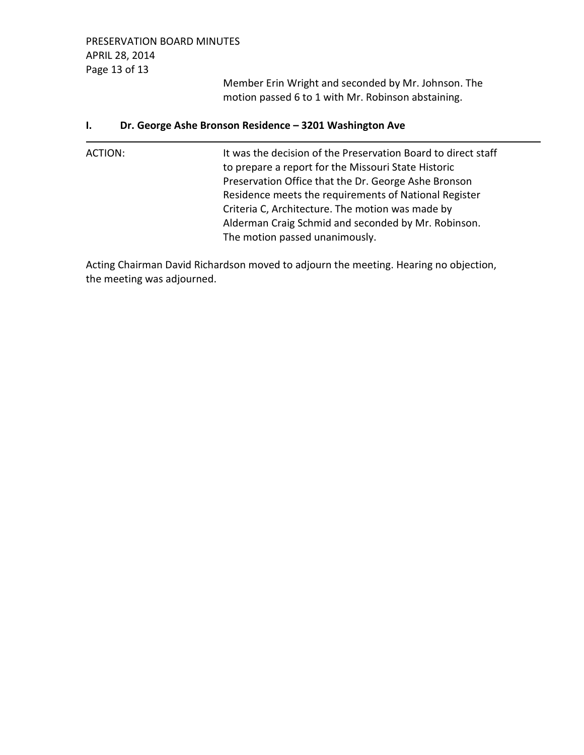Member Erin Wright and seconded by Mr. Johnson. The motion passed 6 to 1 with Mr. Robinson abstaining.

## I. Dr. George Ashe Bronson Residence – 3201 Washington Ave

ACTION: It was the decision of the Preservation Board to direct staff to prepare a report for the Missouri State Historic Preservation Office that the Dr. George Ashe Bronson Residence meets the requirements of National Register Criteria C, Architecture. The motion was made by Alderman Craig Schmid and seconded by Mr. Robinson. The motion passed unanimously.

Acting Chairman David Richardson moved to adjourn the meeting. Hearing no objection, the meeting was adjourned.